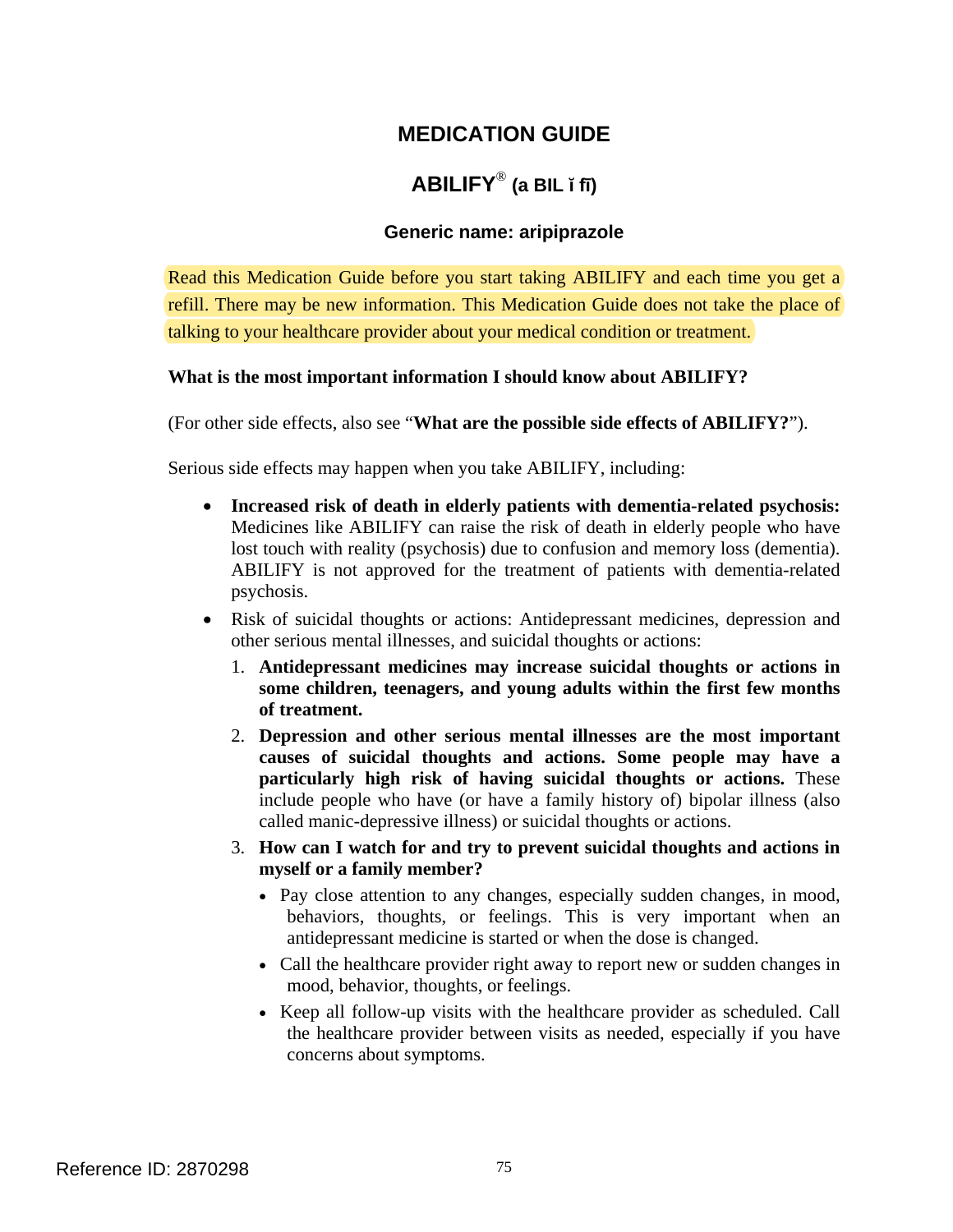# MEDICATION GUIDE

## ABILIFY® (a BIL ĭ fī)

### Generic name: aripiprazole

Read this Medication Guide before you start taking ABILIFY and each time you get a refill. There may be new information. This Medication Guide does not take the place of talking to your healthcare provider about your medical condition or treatment.

**What is the most important information I should know about ABILIFY?**

(For other side effects, also see "**What are the possible side effects of ABILIFY?**").

Serious side effects may happen when you take ABILIFY, including:

- **Increased risk of death in elderly patients with dementia-related psychosis:** Medicines like ABILIFY can raise the risk of death in elderly people who have lost touch with reality (psychosis) due to confusion and memory loss (dementia). ABILIFY is not approved for the treatment of patients with dementia-related psychosis.
- Risk of suicidal thoughts or actions: Antidepressant medicines, depression and other serious mental illnesses, and suicidal thoughts or actions:
  1. **Antidepressant medicines may increase suicidal thoughts or actions in some children, teenagers, and young adults within the first few months of treatment.**
  2. **Depression and other serious mental illnesses are the most important causes of suicidal thoughts and actions. Some people may have a particularly high risk of having suicidal thoughts or actions.** These include people who have (or have a family history of) bipolar illness (also called manic-depressive illness) or suicidal thoughts or actions.
  3. **How can I watch for and try to prevent suicidal thoughts and actions in myself or a family member?**
     - Pay close attention to any changes, especially sudden changes, in mood, behaviors, thoughts, or feelings. This is very important when an antidepressant medicine is started or when the dose is changed.
     - Call the healthcare provider right away to report new or sudden changes in mood, behavior, thoughts, or feelings.
     - Keep all follow-up visits with the healthcare provider as scheduled. Call the healthcare provider between visits as needed, especially if you have concerns about symptoms.

Reference ID: 2870298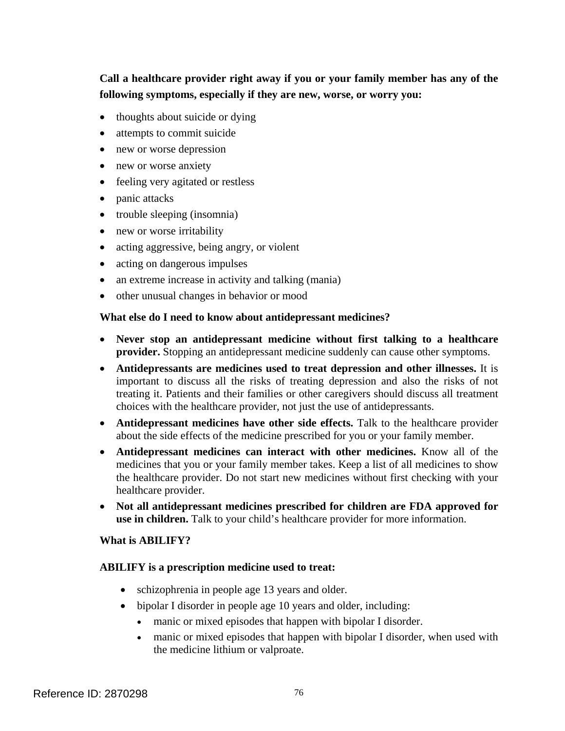**Call a healthcare provider right away if you or your family member has any of the following symptoms, especially if they are new, worse, or worry you:**

- thoughts about suicide or dying
- attempts to commit suicide
- new or worse depression
- new or worse anxiety
- feeling very agitated or restless
- panic attacks
- trouble sleeping (insomnia)
- new or worse irritability
- acting aggressive, being angry, or violent
- acting on dangerous impulses
- an extreme increase in activity and talking (mania)
- other unusual changes in behavior or mood

**What else do I need to know about antidepressant medicines?**

- **Never stop an antidepressant medicine without first talking to a healthcare provider.** Stopping an antidepressant medicine suddenly can cause other symptoms.
- **Antidepressants are medicines used to treat depression and other illnesses.** It is important to discuss all the risks of treating depression and also the risks of not treating it. Patients and their families or other caregivers should discuss all treatment choices with the healthcare provider, not just the use of antidepressants.
- **Antidepressant medicines have other side effects.** Talk to the healthcare provider about the side effects of the medicine prescribed for you or your family member.
- **Antidepressant medicines can interact with other medicines.** Know all of the medicines that you or your family member takes. Keep a list of all medicines to show the healthcare provider. Do not start new medicines without first checking with your healthcare provider.
- **Not all antidepressant medicines prescribed for children are FDA approved for use in children.** Talk to your child's healthcare provider for more information.

**What is ABILIFY?**

**ABILIFY is a prescription medicine used to treat:**

- schizophrenia in people age 13 years and older.
- bipolar I disorder in people age 10 years and older, including:
  - manic or mixed episodes that happen with bipolar I disorder.
  - manic or mixed episodes that happen with bipolar I disorder, when used with the medicine lithium or valproate.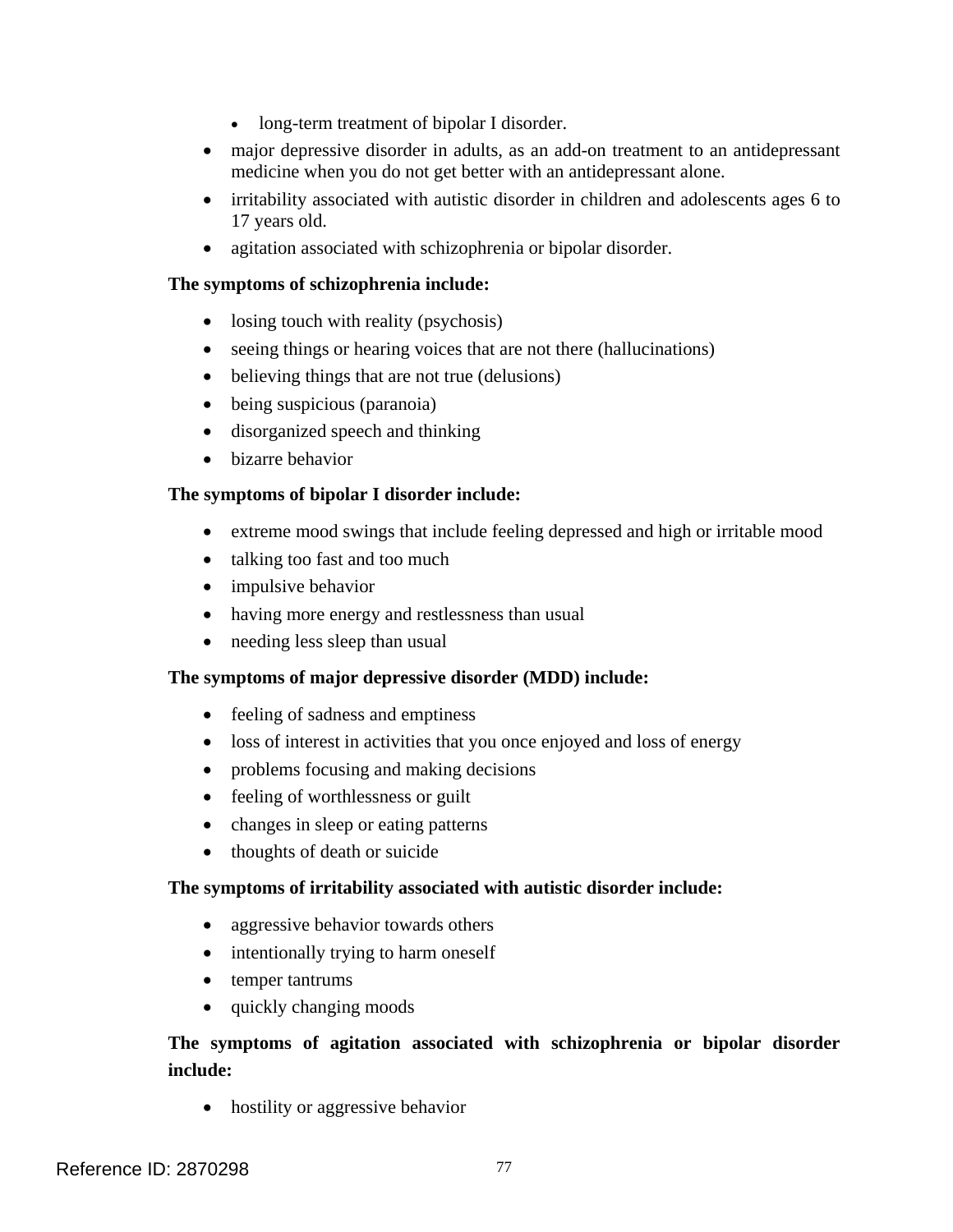- long-term treatment of bipolar I disorder.
- major depressive disorder in adults, as an add-on treatment to an antidepressant medicine when you do not get better with an antidepressant alone.
- irritability associated with autistic disorder in children and adolescents ages 6 to 17 years old.
- agitation associated with schizophrenia or bipolar disorder.

**The symptoms of schizophrenia include:**

- losing touch with reality (psychosis)
- seeing things or hearing voices that are not there (hallucinations)
- believing things that are not true (delusions)
- being suspicious (paranoia)
- disorganized speech and thinking
- bizarre behavior

**The symptoms of bipolar I disorder include:**

- extreme mood swings that include feeling depressed and high or irritable mood
- talking too fast and too much
- impulsive behavior
- having more energy and restlessness than usual
- needing less sleep than usual

**The symptoms of major depressive disorder (MDD) include:**

- feeling of sadness and emptiness
- loss of interest in activities that you once enjoyed and loss of energy
- problems focusing and making decisions
- feeling of worthlessness or guilt
- changes in sleep or eating patterns
- thoughts of death or suicide

**The symptoms of irritability associated with autistic disorder include:**

- aggressive behavior towards others
- intentionally trying to harm oneself
- temper tantrums
- quickly changing moods

**The symptoms of agitation associated with schizophrenia or bipolar disorder include:**

- hostility or aggressive behavior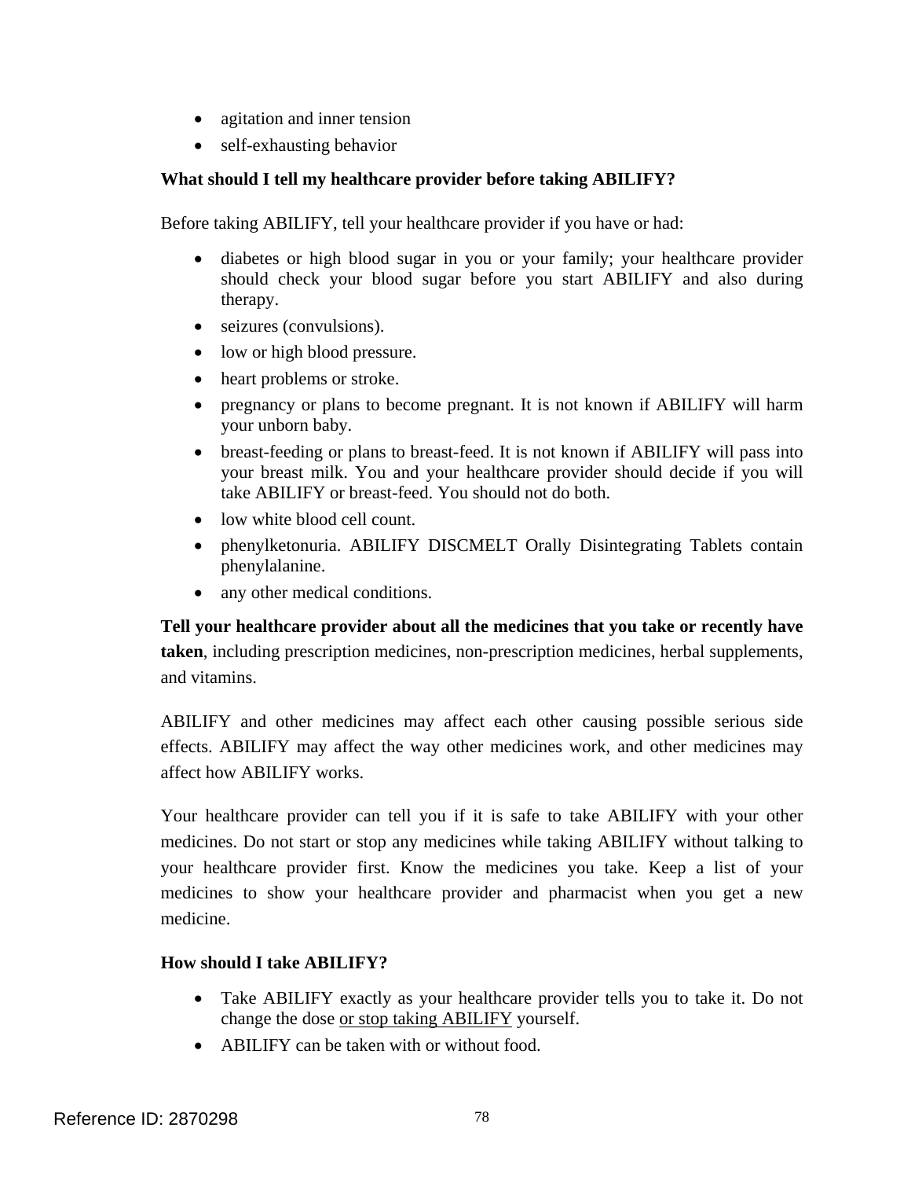- agitation and inner tension
- self-exhausting behavior

**What should I tell my healthcare provider before taking ABILIFY?**

Before taking ABILIFY, tell your healthcare provider if you have or had:

- diabetes or high blood sugar in you or your family; your healthcare provider should check your blood sugar before you start ABILIFY and also during therapy.
- seizures (convulsions).
- low or high blood pressure.
- heart problems or stroke.
- pregnancy or plans to become pregnant. It is not known if ABILIFY will harm your unborn baby.
- breast-feeding or plans to breast-feed. It is not known if ABILIFY will pass into your breast milk. You and your healthcare provider should decide if you will take ABILIFY or breast-feed. You should not do both.
- low white blood cell count.
- phenylketonuria. ABILIFY DISCMELT Orally Disintegrating Tablets contain phenylalanine.
- any other medical conditions.

**Tell your healthcare provider about all the medicines that you take or recently have taken**, including prescription medicines, non-prescription medicines, herbal supplements, and vitamins.

ABILIFY and other medicines may affect each other causing possible serious side effects. ABILIFY may affect the way other medicines work, and other medicines may affect how ABILIFY works.

Your healthcare provider can tell you if it is safe to take ABILIFY with your other medicines. Do not start or stop any medicines while taking ABILIFY without talking to your healthcare provider first. Know the medicines you take. Keep a list of your medicines to show your healthcare provider and pharmacist when you get a new medicine.

**How should I take ABILIFY?**

- Take ABILIFY exactly as your healthcare provider tells you to take it. Do not change the dose <u>or stop taking ABILIFY</u> yourself.
- ABILIFY can be taken with or without food.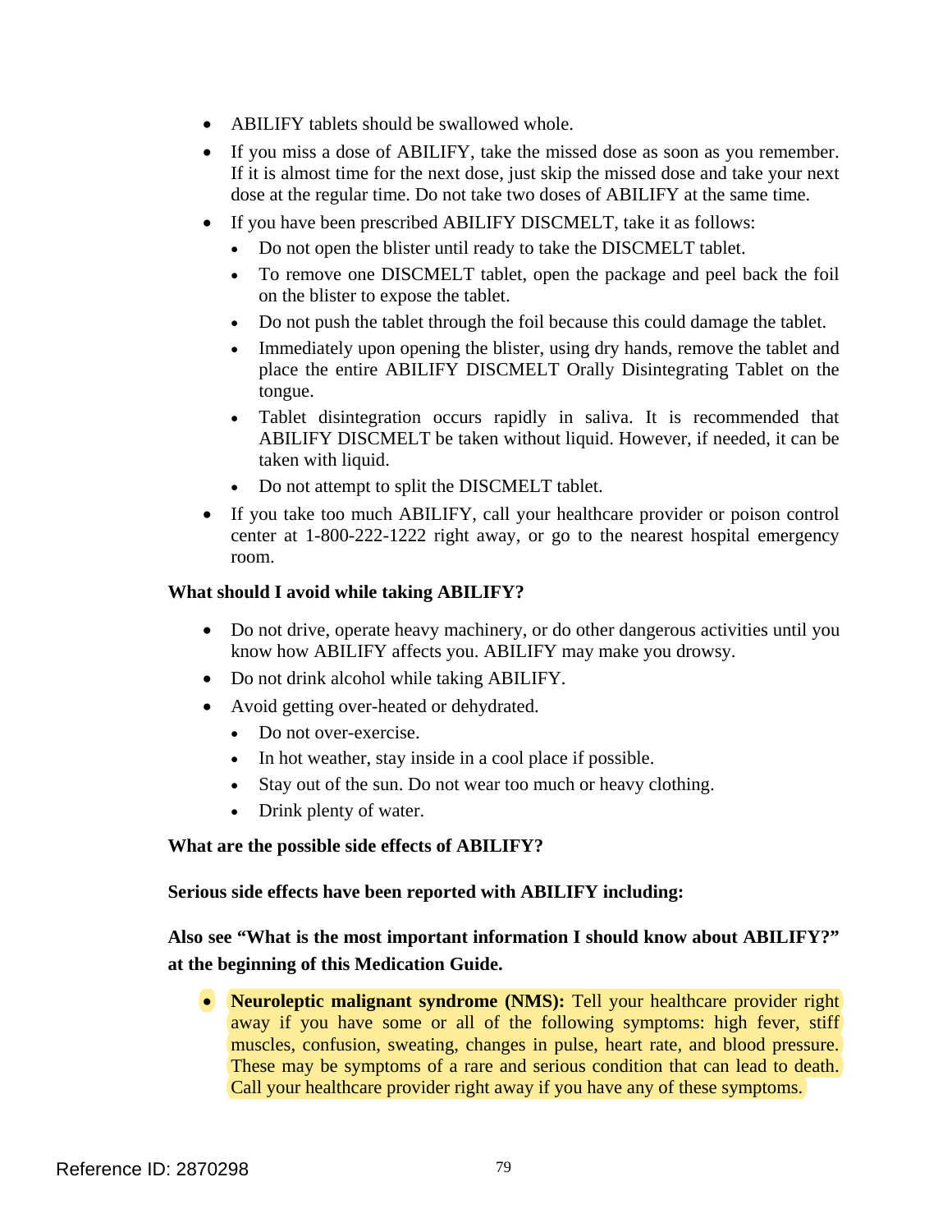- ABILIFY tablets should be swallowed whole.
- If you miss a dose of ABILIFY, take the missed dose as soon as you remember. If it is almost time for the next dose, just skip the missed dose and take your next dose at the regular time. Do not take two doses of ABILIFY at the same time.
- If you have been prescribed ABILIFY DISCMELT, take it as follows:
  - Do not open the blister until ready to take the DISCMELT tablet.
  - To remove one DISCMELT tablet, open the package and peel back the foil on the blister to expose the tablet.
  - Do not push the tablet through the foil because this could damage the tablet.
  - Immediately upon opening the blister, using dry hands, remove the tablet and place the entire ABILIFY DISCMELT Orally Disintegrating Tablet on the tongue.
  - Tablet disintegration occurs rapidly in saliva. It is recommended that ABILIFY DISCMELT be taken without liquid. However, if needed, it can be taken with liquid.
  - Do not attempt to split the DISCMELT tablet.
- If you take too much ABILIFY, call your healthcare provider or poison control center at 1-800-222-1222 right away, or go to the nearest hospital emergency room.

**What should I avoid while taking ABILIFY?**

- Do not drive, operate heavy machinery, or do other dangerous activities until you know how ABILIFY affects you. ABILIFY may make you drowsy.
- Do not drink alcohol while taking ABILIFY.
- Avoid getting over-heated or dehydrated.
  - Do not over-exercise.
  - In hot weather, stay inside in a cool place if possible.
  - Stay out of the sun. Do not wear too much or heavy clothing.
  - Drink plenty of water.

**What are the possible side effects of ABILIFY?**

**Serious side effects have been reported with ABILIFY including:**

**Also see "What is the most important information I should know about ABILIFY?" at the beginning of this Medication Guide.**

- **Neuroleptic malignant syndrome (NMS):** Tell your healthcare provider right away if you have some or all of the following symptoms: high fever, stiff muscles, confusion, sweating, changes in pulse, heart rate, and blood pressure. These may be symptoms of a rare and serious condition that can lead to death. Call your healthcare provider right away if you have any of these symptoms.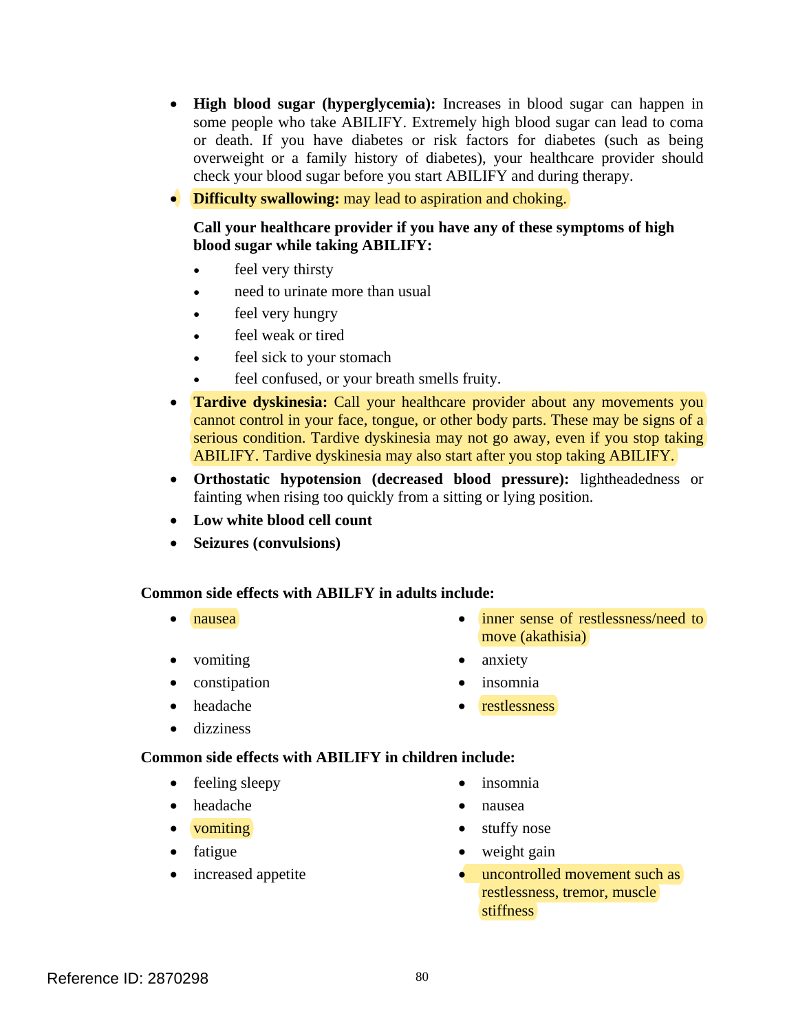- **High blood sugar (hyperglycemia):** Increases in blood sugar can happen in some people who take ABILIFY. Extremely high blood sugar can lead to coma or death. If you have diabetes or risk factors for diabetes (such as being overweight or a family history of diabetes), your healthcare provider should check your blood sugar before you start ABILIFY and during therapy.
- **Difficulty swallowing:** may lead to aspiration and choking.

  **Call your healthcare provider if you have any of these symptoms of high blood sugar while taking ABILIFY:**

  - feel very thirsty
  - need to urinate more than usual
  - feel very hungry
  - feel weak or tired
  - feel sick to your stomach
  - feel confused, or your breath smells fruity.
- **Tardive dyskinesia:** Call your healthcare provider about any movements you cannot control in your face, tongue, or other body parts. These may be signs of a serious condition. Tardive dyskinesia may not go away, even if you stop taking ABILIFY. Tardive dyskinesia may also start after you stop taking ABILIFY.
- **Orthostatic hypotension (decreased blood pressure):** lightheadedness or fainting when rising too quickly from a sitting or lying position.
- **Low white blood cell count**
- **Seizures (convulsions)**

**Common side effects with ABILFY in adults include:**

- nausea
- vomiting
- constipation
- headache
- dizziness
- inner sense of restlessness/need to move (akathisia)
- anxiety
- insomnia
- restlessness

**Common side effects with ABILIFY in children include:**

- feeling sleepy
- headache
- vomiting
- fatigue
- increased appetite
- insomnia
- nausea
- stuffy nose
- weight gain
- uncontrolled movement such as restlessness, tremor, muscle stiffness

Reference ID: 2870298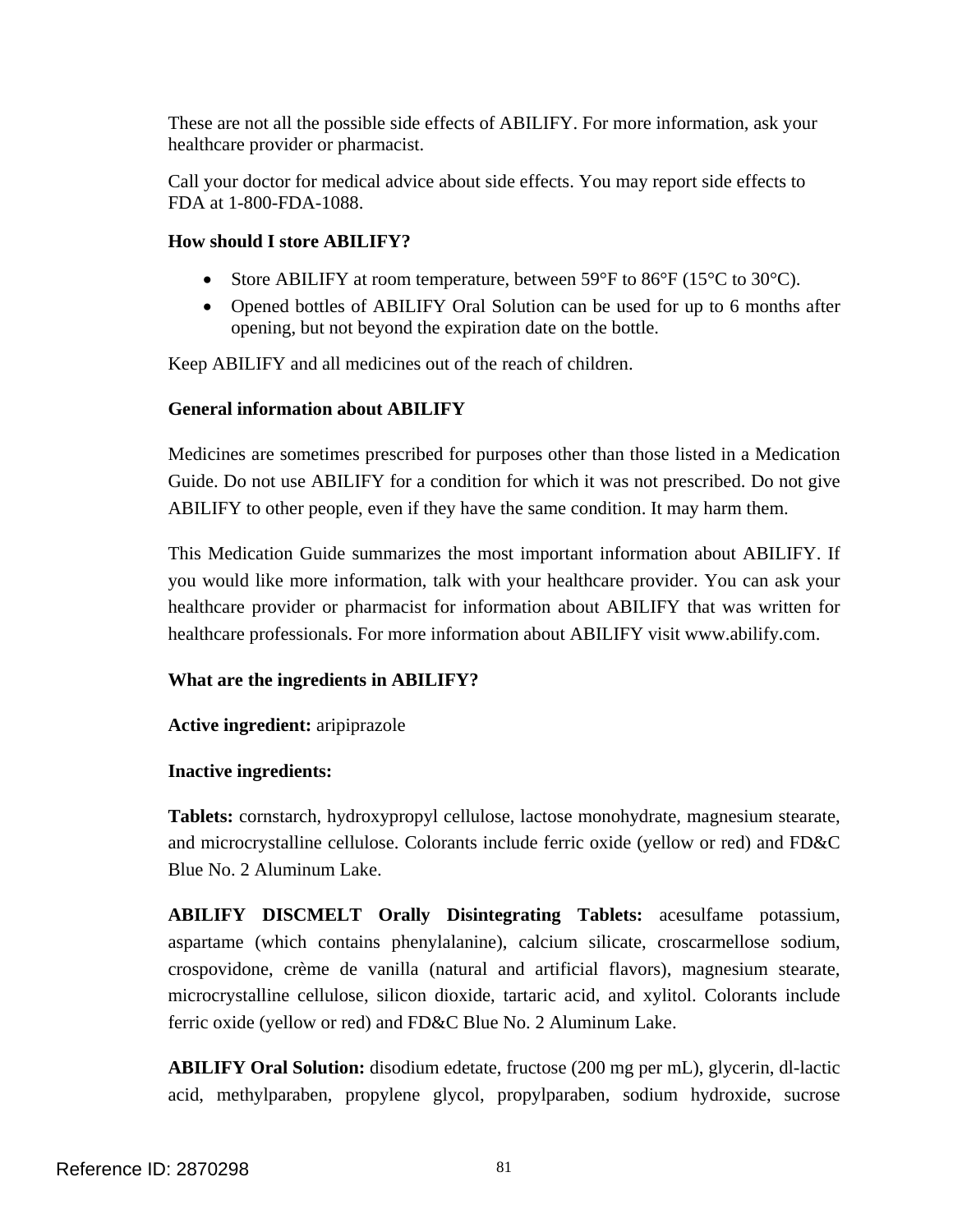These are not all the possible side effects of ABILIFY. For more information, ask your healthcare provider or pharmacist.

Call your doctor for medical advice about side effects. You may report side effects to FDA at 1-800-FDA-1088.

**How should I store ABILIFY?**

- Store ABILIFY at room temperature, between 59°F to 86°F (15°C to 30°C).
- Opened bottles of ABILIFY Oral Solution can be used for up to 6 months after opening, but not beyond the expiration date on the bottle.

Keep ABILIFY and all medicines out of the reach of children.

**General information about ABILIFY**

Medicines are sometimes prescribed for purposes other than those listed in a Medication Guide. Do not use ABILIFY for a condition for which it was not prescribed. Do not give ABILIFY to other people, even if they have the same condition. It may harm them.

This Medication Guide summarizes the most important information about ABILIFY. If you would like more information, talk with your healthcare provider. You can ask your healthcare provider or pharmacist for information about ABILIFY that was written for healthcare professionals. For more information about ABILIFY visit www.abilify.com.

**What are the ingredients in ABILIFY?**

**Active ingredient:** aripiprazole

**Inactive ingredients:**

**Tablets:** cornstarch, hydroxypropyl cellulose, lactose monohydrate, magnesium stearate, and microcrystalline cellulose. Colorants include ferric oxide (yellow or red) and FD&C Blue No. 2 Aluminum Lake.

**ABILIFY DISCMELT Orally Disintegrating Tablets:** acesulfame potassium, aspartame (which contains phenylalanine), calcium silicate, croscarmellose sodium, crospovidone, crème de vanilla (natural and artificial flavors), magnesium stearate, microcrystalline cellulose, silicon dioxide, tartaric acid, and xylitol. Colorants include ferric oxide (yellow or red) and FD&C Blue No. 2 Aluminum Lake.

**ABILIFY Oral Solution:** disodium edetate, fructose (200 mg per mL), glycerin, dl-lactic acid, methylparaben, propylene glycol, propylparaben, sodium hydroxide, sucrose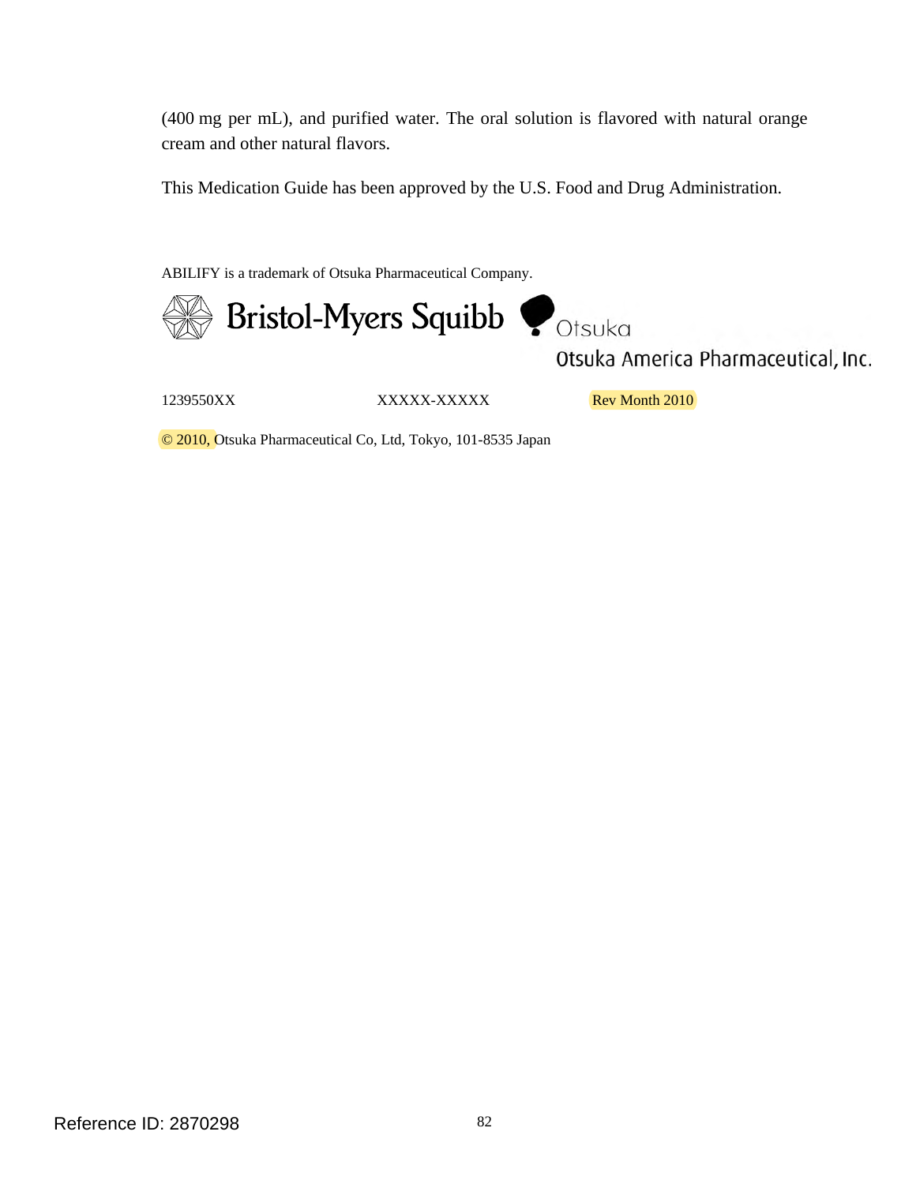(400 mg per mL), and purified water. The oral solution is flavored with natural orange cream and other natural flavors.

This Medication Guide has been approved by the U.S. Food and Drug Administration.

ABILIFY is a trademark of Otsuka Pharmaceutical Company.

Bristol-Myers Squibb Otsuka

Otsuka America Pharmaceutical, Inc.

1239550XX XXXXX-XXXXX Rev Month 2010

© 2010, Otsuka Pharmaceutical Co, Ltd, Tokyo, 101-8535 Japan

Reference ID: 2870298